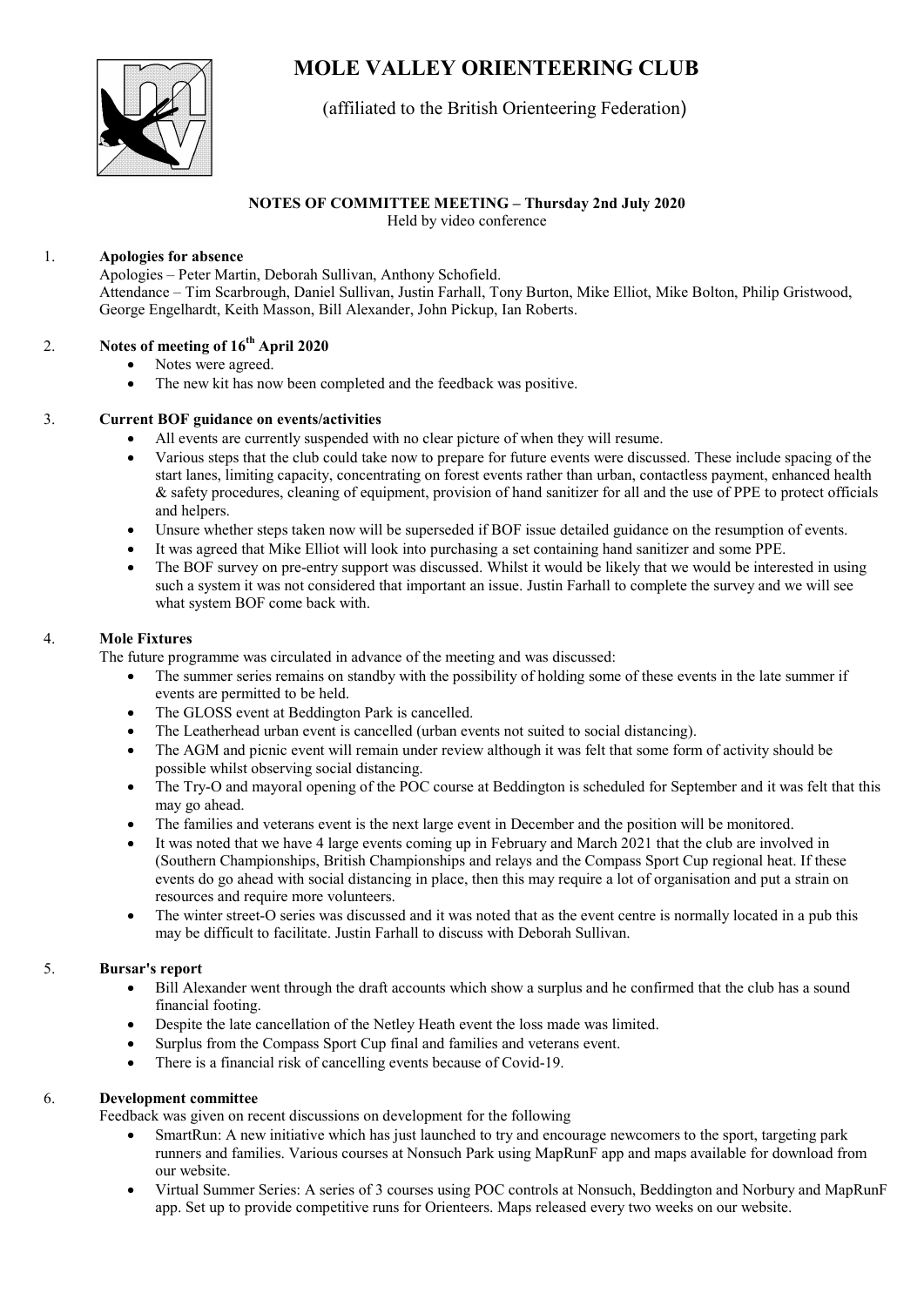# MOLE VALLEY ORIENTEERING CLUB

(affiliated to the British Orienteering Federation)

**NOTES OF COMMITTEE MEETING – Thursday 2nd July 2020**

Held by video conference

1. **Apologies for absence**

   Apologies – Peter Martin, Deborah Sullivan, Anthony Schofield.

   Attendance – Tim Scarbrough, Daniel Sullivan, Justin Farhall, Tony Burton, Mike Elliot, Mike Bolton, Philip Gristwood, George Engelhardt, Keith Masson, Bill Alexander, John Pickup, Ian Roberts.

2. **Notes of meeting of 16th April 2020**
   - Notes were agreed.
   - The new kit has now been completed and the feedback was positive.

3. **Current BOF guidance on events/activities**
   - All events are currently suspended with no clear picture of when they will resume.
   - Various steps that the club could take now to prepare for future events were discussed. These include spacing of the start lanes, limiting capacity, concentrating on forest events rather than urban, contactless payment, enhanced health & safety procedures, cleaning of equipment, provision of hand sanitizer for all and the use of PPE to protect officials and helpers.
   - Unsure whether steps taken now will be superseded if BOF issue detailed guidance on the resumption of events.
   - It was agreed that Mike Elliot will look into purchasing a set containing hand sanitizer and some PPE.
   - The BOF survey on pre-entry support was discussed. Whilst it would be likely that we would be interested in using such a system it was not considered that important an issue. Justin Farhall to complete the survey and we will see what system BOF come back with.

4. **Mole Fixtures**

   The future programme was circulated in advance of the meeting and was discussed:
   - The summer series remains on standby with the possibility of holding some of these events in the late summer if events are permitted to be held.
   - The GLOSS event at Beddington Park is cancelled.
   - The Leatherhead urban event is cancelled (urban events not suited to social distancing).
   - The AGM and picnic event will remain under review although it was felt that some form of activity should be possible whilst observing social distancing.
   - The Try-O and mayoral opening of the POC course at Beddington is scheduled for September and it was felt that this may go ahead.
   - The families and veterans event is the next large event in December and the position will be monitored.
   - It was noted that we have 4 large events coming up in February and March 2021 that the club are involved in (Southern Championships, British Championships and relays and the Compass Sport Cup regional heat. If these events do go ahead with social distancing in place, then this may require a lot of organisation and put a strain on resources and require more volunteers.
   - The winter street-O series was discussed and it was noted that as the event centre is normally located in a pub this may be difficult to facilitate. Justin Farhall to discuss with Deborah Sullivan.

5. **Bursar's report**
   - Bill Alexander went through the draft accounts which show a surplus and he confirmed that the club has a sound financial footing.
   - Despite the late cancellation of the Netley Heath event the loss made was limited.
   - Surplus from the Compass Sport Cup final and families and veterans event.
   - There is a financial risk of cancelling events because of Covid-19.

6. **Development committee**

   Feedback was given on recent discussions on development for the following
   - SmartRun: A new initiative which has just launched to try and encourage newcomers to the sport, targeting park runners and families. Various courses at Nonsuch Park using MapRunF app and maps available for download from our website.
   - Virtual Summer Series: A series of 3 courses using POC controls at Nonsuch, Beddington and Norbury and MapRunF app. Set up to provide competitive runs for Orienteers. Maps released every two weeks on our website.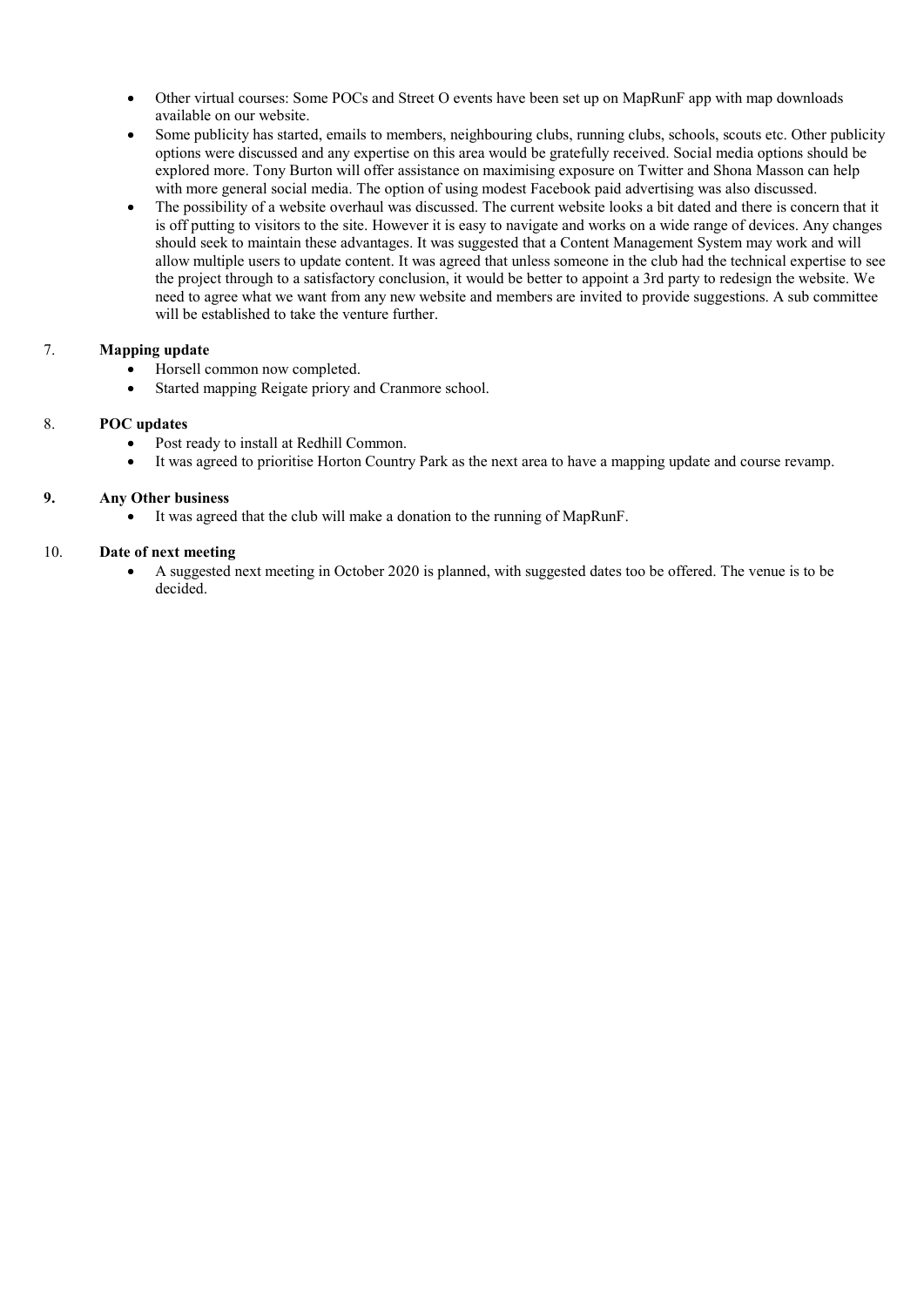- Other virtual courses: Some POCs and Street O events have been set up on MapRunF app with map downloads available on our website.
- Some publicity has started, emails to members, neighbouring clubs, running clubs, schools, scouts etc. Other publicity options were discussed and any expertise on this area would be gratefully received. Social media options should be explored more. Tony Burton will offer assistance on maximising exposure on Twitter and Shona Masson can help with more general social media. The option of using modest Facebook paid advertising was also discussed.
- The possibility of a website overhaul was discussed. The current website looks a bit dated and there is concern that it is off putting to visitors to the site. However it is easy to navigate and works on a wide range of devices. Any changes should seek to maintain these advantages. It was suggested that a Content Management System may work and will allow multiple users to update content. It was agreed that unless someone in the club had the technical expertise to see the project through to a satisfactory conclusion, it would be better to appoint a 3rd party to redesign the website. We need to agree what we want from any new website and members are invited to provide suggestions. A sub committee will be established to take the venture further.

7. **Mapping update**
   - Horsell common now completed.
   - Started mapping Reigate priory and Cranmore school.

8. **POC updates**
   - Post ready to install at Redhill Common.
   - It was agreed to prioritise Horton Country Park as the next area to have a mapping update and course revamp.

9. **Any Other business**
   - It was agreed that the club will make a donation to the running of MapRunF.

10. **Date of next meeting**
    - A suggested next meeting in October 2020 is planned, with suggested dates too be offered. The venue is to be decided.